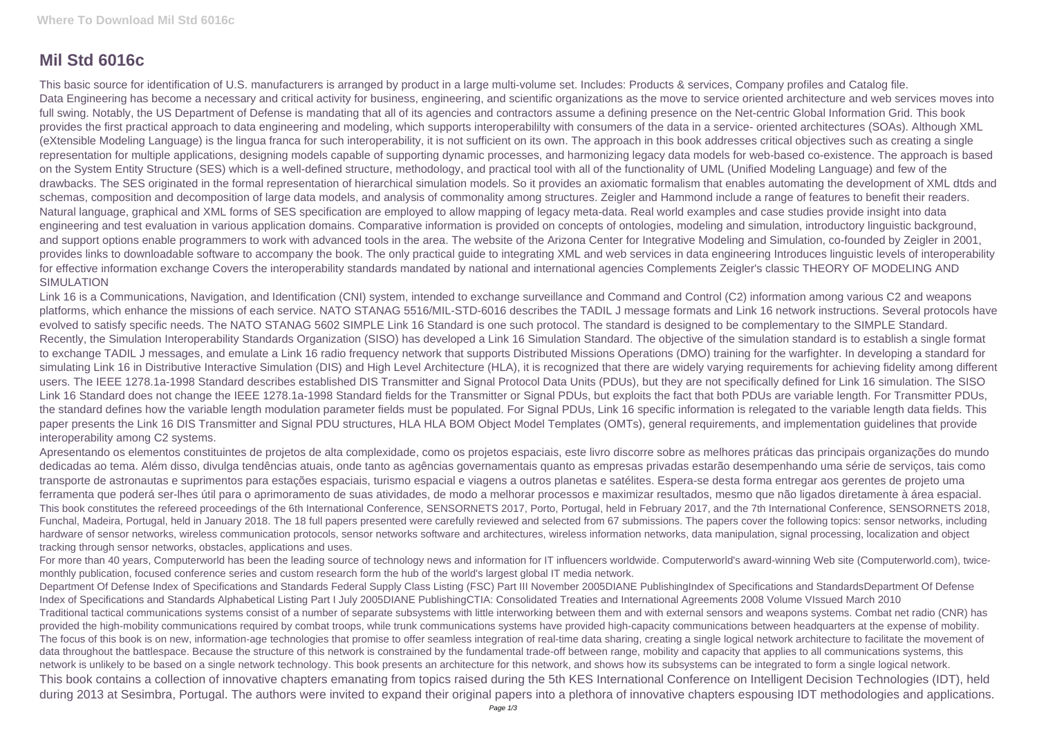# Mil Std 6016c

This basic source for identification of U.S. manufacturers is arranged by product in a large multi-volume set. Includes: Products & services, Company profiles and Catalog file.

Data Engineering has become a necessary and critical activity for business, engineering, and scientific organizations as the move to service oriented architecture and web services moves into full swing. Notably, the US Department of Defense is mandating that all of its agencies and contractors assume a defining presence on the Net-centric Global Information Grid. This book provides the first practical approach to data engineering and modeling, which supports interoperabililty with consumers of the data in a service- oriented architectures (SOAs). Although XML (eXtensible Modeling Language) is the lingua franca for such interoperability, it is not sufficient on its own. The approach in this book addresses critical objectives such as creating a single representation for multiple applications, designing models capable of supporting dynamic processes, and harmonizing legacy data models for web-based co-existence. The approach is based on the System Entity Structure (SES) which is a well-defined structure, methodology, and practical tool with all of the functionality of UML (Unified Modeling Language) and few of the drawbacks. The SES originated in the formal representation of hierarchical simulation models. So it provides an axiomatic formalism that enables automating the development of XML dtds and schemas, composition and decomposition of large data models, and analysis of commonality among structures. Zeigler and Hammond include a range of features to benefit their readers. Natural language, graphical and XML forms of SES specification are employed to allow mapping of legacy meta-data. Real world examples and case studies provide insight into data engineering and test evaluation in various application domains. Comparative information is provided on concepts of ontologies, modeling and simulation, introductory linguistic background, and support options enable programmers to work with advanced tools in the area. The website of the Arizona Center for Integrative Modeling and Simulation, co-founded by Zeigler in 2001, provides links to downloadable software to accompany the book. The only practical guide to integrating XML and web services in data engineering Introduces linguistic levels of interoperability for effective information exchange Covers the interoperability standards mandated by national and international agencies Complements Zeigler's classic THEORY OF MODELING AND SIMULATION

Link 16 is a Communications, Navigation, and Identification (CNI) system, intended to exchange surveillance and Command and Control (C2) information among various C2 and weapons platforms, which enhance the missions of each service. NATO STANAG 5516/MIL-STD-6016 describes the TADIL J message formats and Link 16 network instructions. Several protocols have evolved to satisfy specific needs. The NATO STANAG 5602 SIMPLE Link 16 Standard is one such protocol. The standard is designed to be complementary to the SIMPLE Standard. Recently, the Simulation Interoperability Standards Organization (SISO) has developed a Link 16 Simulation Standard. The objective of the simulation standard is to establish a single format to exchange TADIL J messages, and emulate a Link 16 radio frequency network that supports Distributed Missions Operations (DMO) training for the warfighter. In developing a standard for simulating Link 16 in Distributive Interactive Simulation (DIS) and High Level Architecture (HLA), it is recognized that there are widely varying requirements for achieving fidelity among different users. The IEEE 1278.1a-1998 Standard describes established DIS Transmitter and Signal Protocol Data Units (PDUs), but they are not specifically defined for Link 16 simulation. The SISO Link 16 Standard does not change the IEEE 1278.1a-1998 Standard fields for the Transmitter or Signal PDUs, but exploits the fact that both PDUs are variable length. For Transmitter PDUs, the standard defines how the variable length modulation parameter fields must be populated. For Signal PDUs, Link 16 specific information is relegated to the variable length data fields. This paper presents the Link 16 DIS Transmitter and Signal PDU structures, HLA HLA BOM Object Model Templates (OMTs), general requirements, and implementation guidelines that provide interoperability among C2 systems.

Apresentando os elementos constituintes de projetos de alta complexidade, como os projetos espaciais, este livro discorre sobre as melhores práticas das principais organizações do mundo dedicadas ao tema. Além disso, divulga tendências atuais, onde tanto as agências governamentais quanto as empresas privadas estarão desempenhando uma série de serviços, tais como transporte de astronautas e suprimentos para estações espaciais, turismo espacial e viagens a outros planetas e satélites. Espera-se desta forma entregar aos gerentes de projeto uma ferramenta que poderá ser-lhes útil para o aprimoramento de suas atividades, de modo a melhorar processos e maximizar resultados, mesmo que não ligados diretamente à área espacial.

This book constitutes the refereed proceedings of the 6th International Conference, SENSORNETS 2017, Porto, Portugal, held in February 2017, and the 7th International Conference, SENSORNETS 2018, Funchal, Madeira, Portugal, held in January 2018. The 18 full papers presented were carefully reviewed and selected from 67 submissions. The papers cover the following topics: sensor networks, including hardware of sensor networks, wireless communication protocols, sensor networks software and architectures, wireless information networks, data manipulation, signal processing, localization and object tracking through sensor networks, obstacles, applications and uses.

For more than 40 years, Computerworld has been the leading source of technology news and information for IT influencers worldwide. Computerworld's award-winning Web site (Computerworld.com), twice-monthly publication, focused conference series and custom research form the hub of the world's largest global IT media network.

Department Of Defense Index of Specifications and Standards Federal Supply Class Listing (FSC) Part III November 2005DIANE PublishingIndex of Specifications and StandardsDepartment Of Defense Index of Specifications and Standards Alphabetical Listing Part I July 2005DIANE PublishingCTIA: Consolidated Treaties and International Agreements 2008 Volume VIssued March 2010

Traditional tactical communications systems consist of a number of separate subsystems with little interworking between them and with external sensors and weapons systems. Combat net radio (CNR) has provided the high-mobility communications required by combat troops, while trunk communications systems have provided high-capacity communications between headquarters at the expense of mobility. The focus of this book is on new, information-age technologies that promise to offer seamless integration of real-time data sharing, creating a single logical network architecture to facilitate the movement of data throughout the battlespace. Because the structure of this network is constrained by the fundamental trade-off between range, mobility and capacity that applies to all communications systems, this network is unlikely to be based on a single network technology. This book presents an architecture for this network, and shows how its subsystems can be integrated to form a single logical network.

This book contains a collection of innovative chapters emanating from topics raised during the 5th KES International Conference on Intelligent Decision Technologies (IDT), held during 2013 at Sesimbra, Portugal. The authors were invited to expand their original papers into a plethora of innovative chapters espousing IDT methodologies and applications.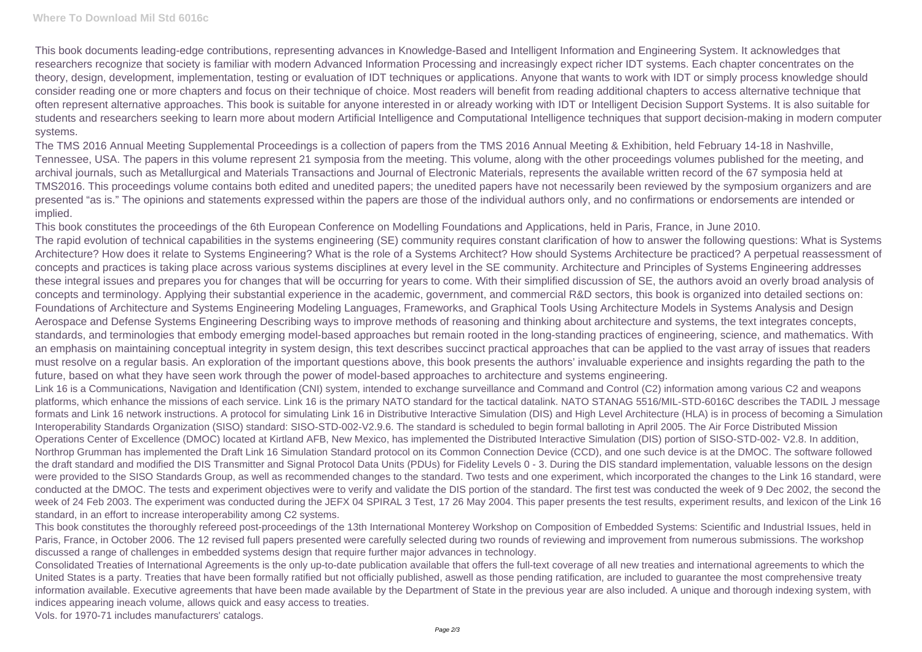This book documents leading-edge contributions, representing advances in Knowledge-Based and Intelligent Information and Engineering System. It acknowledges that researchers recognize that society is familiar with modern Advanced Information Processing and increasingly expect richer IDT systems. Each chapter concentrates on the theory, design, development, implementation, testing or evaluation of IDT techniques or applications. Anyone that wants to work with IDT or simply process knowledge should consider reading one or more chapters and focus on their technique of choice. Most readers will benefit from reading additional chapters to access alternative technique that often represent alternative approaches. This book is suitable for anyone interested in or already working with IDT or Intelligent Decision Support Systems. It is also suitable for students and researchers seeking to learn more about modern Artificial Intelligence and Computational Intelligence techniques that support decision-making in modern computer systems.

The TMS 2016 Annual Meeting Supplemental Proceedings is a collection of papers from the TMS 2016 Annual Meeting & Exhibition, held February 14-18 in Nashville, Tennessee, USA. The papers in this volume represent 21 symposia from the meeting. This volume, along with the other proceedings volumes published for the meeting, and archival journals, such as Metallurgical and Materials Transactions and Journal of Electronic Materials, represents the available written record of the 67 symposia held at TMS2016. This proceedings volume contains both edited and unedited papers; the unedited papers have not necessarily been reviewed by the symposium organizers and are presented "as is." The opinions and statements expressed within the papers are those of the individual authors only, and no confirmations or endorsements are intended or implied.

This book constitutes the proceedings of the 6th European Conference on Modelling Foundations and Applications, held in Paris, France, in June 2010.

The rapid evolution of technical capabilities in the systems engineering (SE) community requires constant clarification of how to answer the following questions: What is Systems Architecture? How does it relate to Systems Engineering? What is the role of a Systems Architect? How should Systems Architecture be practiced? A perpetual reassessment of concepts and practices is taking place across various systems disciplines at every level in the SE community. Architecture and Principles of Systems Engineering addresses these integral issues and prepares you for changes that will be occurring for years to come. With their simplified discussion of SE, the authors avoid an overly broad analysis of concepts and terminology. Applying their substantial experience in the academic, government, and commercial R&D sectors, this book is organized into detailed sections on: Foundations of Architecture and Systems Engineering Modeling Languages, Frameworks, and Graphical Tools Using Architecture Models in Systems Analysis and Design Aerospace and Defense Systems Engineering Describing ways to improve methods of reasoning and thinking about architecture and systems, the text integrates concepts, standards, and terminologies that embody emerging model-based approaches but remain rooted in the long-standing practices of engineering, science, and mathematics. With an emphasis on maintaining conceptual integrity in system design, this text describes succinct practical approaches that can be applied to the vast array of issues that readers must resolve on a regular basis. An exploration of the important questions above, this book presents the authors' invaluable experience and insights regarding the path to the future, based on what they have seen work through the power of model-based approaches to architecture and systems engineering.

Link 16 is a Communications, Navigation and Identification (CNI) system, intended to exchange surveillance and Command and Control (C2) information among various C2 and weapons platforms, which enhance the missions of each service. Link 16 is the primary NATO standard for the tactical datalink. NATO STANAG 5516/MIL-STD-6016C describes the TADIL J message formats and Link 16 network instructions. A protocol for simulating Link 16 in Distributive Interactive Simulation (DIS) and High Level Architecture (HLA) is in process of becoming a Simulation Interoperability Standards Organization (SISO) standard: SISO-STD-002-V2.9.6. The standard is scheduled to begin formal balloting in April 2005. The Air Force Distributed Mission Operations Center of Excellence (DMOC) located at Kirtland AFB, New Mexico, has implemented the Distributed Interactive Simulation (DIS) portion of SISO-STD-002- V2.8. In addition, Northrop Grumman has implemented the Draft Link 16 Simulation Standard protocol on its Common Connection Device (CCD), and one such device is at the DMOC. The software followed the draft standard and modified the DIS Transmitter and Signal Protocol Data Units (PDUs) for Fidelity Levels 0 - 3. During the DIS standard implementation, valuable lessons on the design were provided to the SISO Standards Group, as well as recommended changes to the standard. Two tests and one experiment, which incorporated the changes to the Link 16 standard, were conducted at the DMOC. The tests and experiment objectives were to verify and validate the DIS portion of the standard. The first test was conducted the week of 9 Dec 2002, the second the week of 24 Feb 2003. The experiment was conducted during the JEFX 04 SPIRAL 3 Test, 17 26 May 2004. This paper presents the test results, experiment results, and lexicon of the Link 16 standard, in an effort to increase interoperability among C2 systems.

This book constitutes the thoroughly refereed post-proceedings of the 13th International Monterey Workshop on Composition of Embedded Systems: Scientific and Industrial Issues, held in Paris, France, in October 2006. The 12 revised full papers presented were carefully selected during two rounds of reviewing and improvement from numerous submissions. The workshop discussed a range of challenges in embedded systems design that require further major advances in technology.

Consolidated Treaties of International Agreements is the only up-to-date publication available that offers the full-text coverage of all new treaties and international agreements to which the United States is a party. Treaties that have been formally ratified but not officially published, aswell as those pending ratification, are included to guarantee the most comprehensive treaty information available. Executive agreements that have been made available by the Department of State in the previous year are also included. A unique and thorough indexing system, with indices appearing ineach volume, allows quick and easy access to treaties.

Vols. for 1970-71 includes manufacturers' catalogs.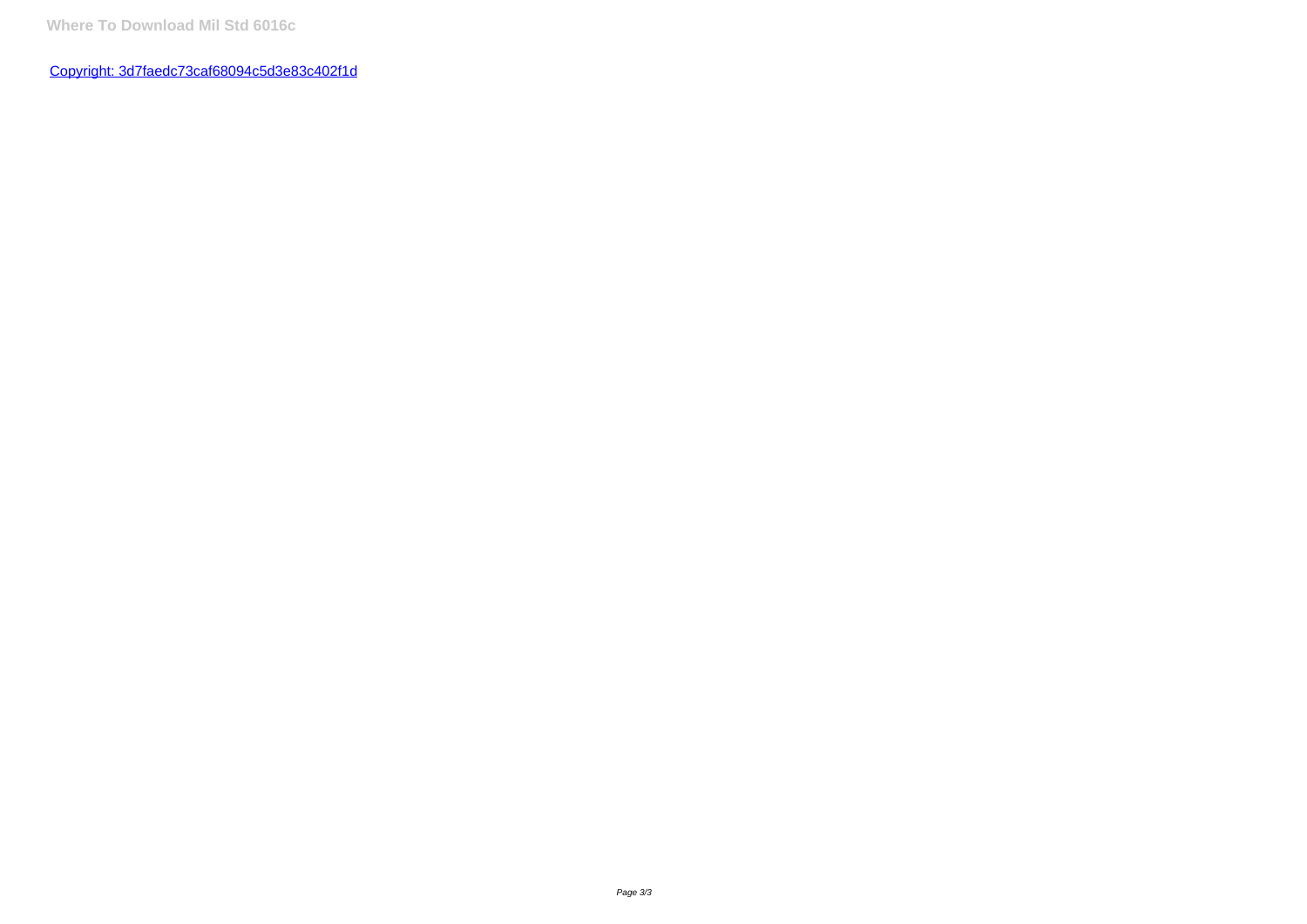Copyright: 3d7faedc73caf68094c5d3e83c402f1d